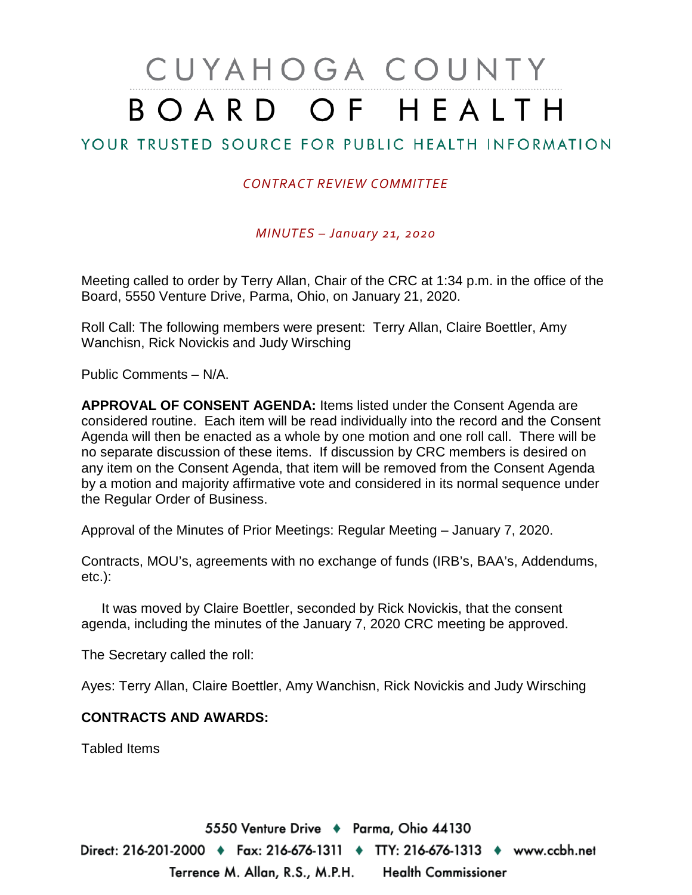# CUYAHOGA COUNTY BOARD OF HEALTH

## YOUR TRUSTED SOURCE FOR PUBLIC HEALTH INFORMATION

*CONTRACT REVIEW COMMITTEE*

*MINUTES – January 21, 2020*

Meeting called to order by Terry Allan, Chair of the CRC at 1:34 p.m. in the office of the Board, 5550 Venture Drive, Parma, Ohio, on January 21, 2020.

Roll Call: The following members were present: Terry Allan, Claire Boettler, Amy Wanchisn, Rick Novickis and Judy Wirsching

Public Comments – N/A.

**APPROVAL OF CONSENT AGENDA:** Items listed under the Consent Agenda are considered routine. Each item will be read individually into the record and the Consent Agenda will then be enacted as a whole by one motion and one roll call. There will be no separate discussion of these items. If discussion by CRC members is desired on any item on the Consent Agenda, that item will be removed from the Consent Agenda by a motion and majority affirmative vote and considered in its normal sequence under the Regular Order of Business.

Approval of the Minutes of Prior Meetings: Regular Meeting – January 7, 2020.

Contracts, MOU's, agreements with no exchange of funds (IRB's, BAA's, Addendums, etc.):

It was moved by Claire Boettler, seconded by Rick Novickis, that the consent agenda, including the minutes of the January 7, 2020 CRC meeting be approved.

The Secretary called the roll:

Ayes: Terry Allan, Claire Boettler, Amy Wanchisn, Rick Novickis and Judy Wirsching

**CONTRACTS AND AWARDS:**

Tabled Items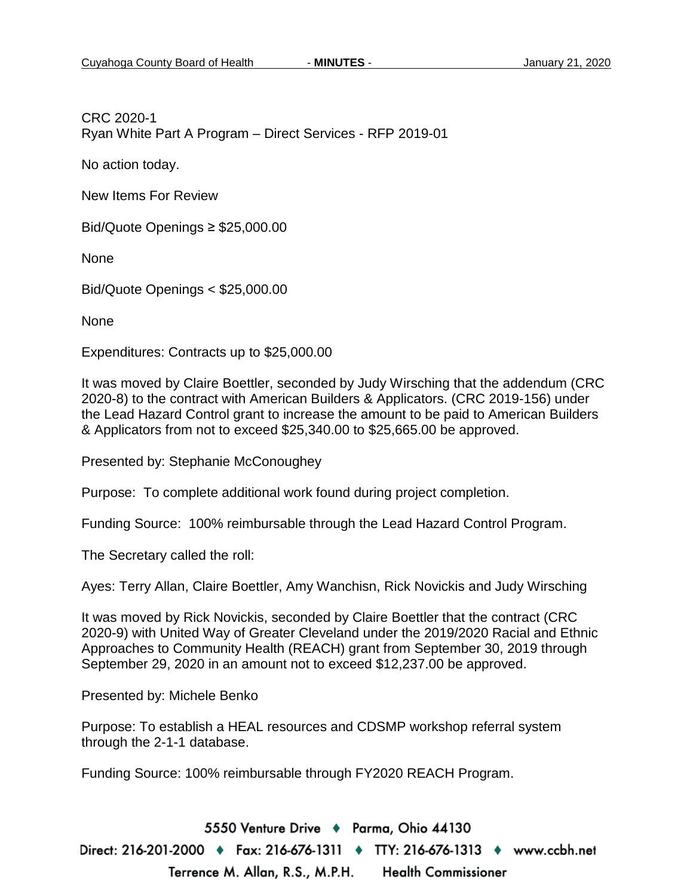CRC 2020-1
Ryan White Part A Program – Direct Services - RFP 2019-01

No action today.

New Items For Review

Bid/Quote Openings ≥ $25,000.00

None

Bid/Quote Openings < $25,000.00

None

Expenditures: Contracts up to $25,000.00

It was moved by Claire Boettler, seconded by Judy Wirsching that the addendum (CRC 2020-8) to the contract with American Builders & Applicators. (CRC 2019-156) under the Lead Hazard Control grant to increase the amount to be paid to American Builders & Applicators from not to exceed $25,340.00 to $25,665.00 be approved.

Presented by: Stephanie McConoughey

Purpose: To complete additional work found during project completion.

Funding Source: 100% reimbursable through the Lead Hazard Control Program.

The Secretary called the roll:

Ayes: Terry Allan, Claire Boettler, Amy Wanchisn, Rick Novickis and Judy Wirsching

It was moved by Rick Novickis, seconded by Claire Boettler that the contract (CRC 2020-9) with United Way of Greater Cleveland under the 2019/2020 Racial and Ethnic Approaches to Community Health (REACH) grant from September 30, 2019 through September 29, 2020 in an amount not to exceed $12,237.00 be approved.

Presented by: Michele Benko

Purpose: To establish a HEAL resources and CDSMP workshop referral system through the 2-1-1 database.

Funding Source: 100% reimbursable through FY2020 REACH Program.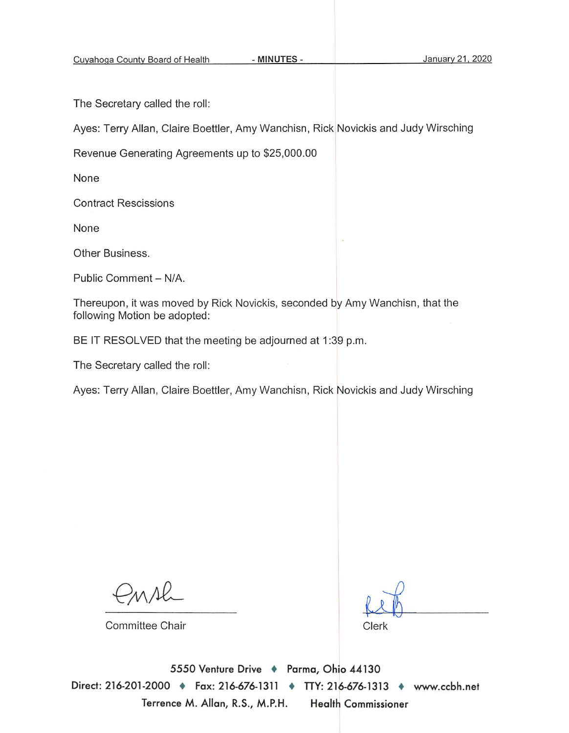The Secretary called the roll:

Ayes: Terry Allan, Claire Boettler, Amy Wanchisn, Rick Novickis and Judy Wirsching

Revenue Generating Agreements up to $25,000.00

None

Contract Rescissions

None

Other Business.

Public Comment – N/A.

Thereupon, it was moved by Rick Novickis, seconded by Amy Wanchisn, that the following Motion be adopted:

BE IT RESOLVED that the meeting be adjourned at 1:39 p.m.

The Secretary called the roll:

Ayes: Terry Allan, Claire Boettler, Amy Wanchisn, Rick Novickis and Judy Wirsching

Committee Chair

Clerk

5550 Venture Drive ♦ Parma, Ohio 44130

Direct: 216-201-2000 ♦ Fax: 216-676-1311 ♦ TTY: 216-676-1313 ♦ www.ccbh.net

Terrence M. Allan, R.S., M.P.H. Health Commissioner